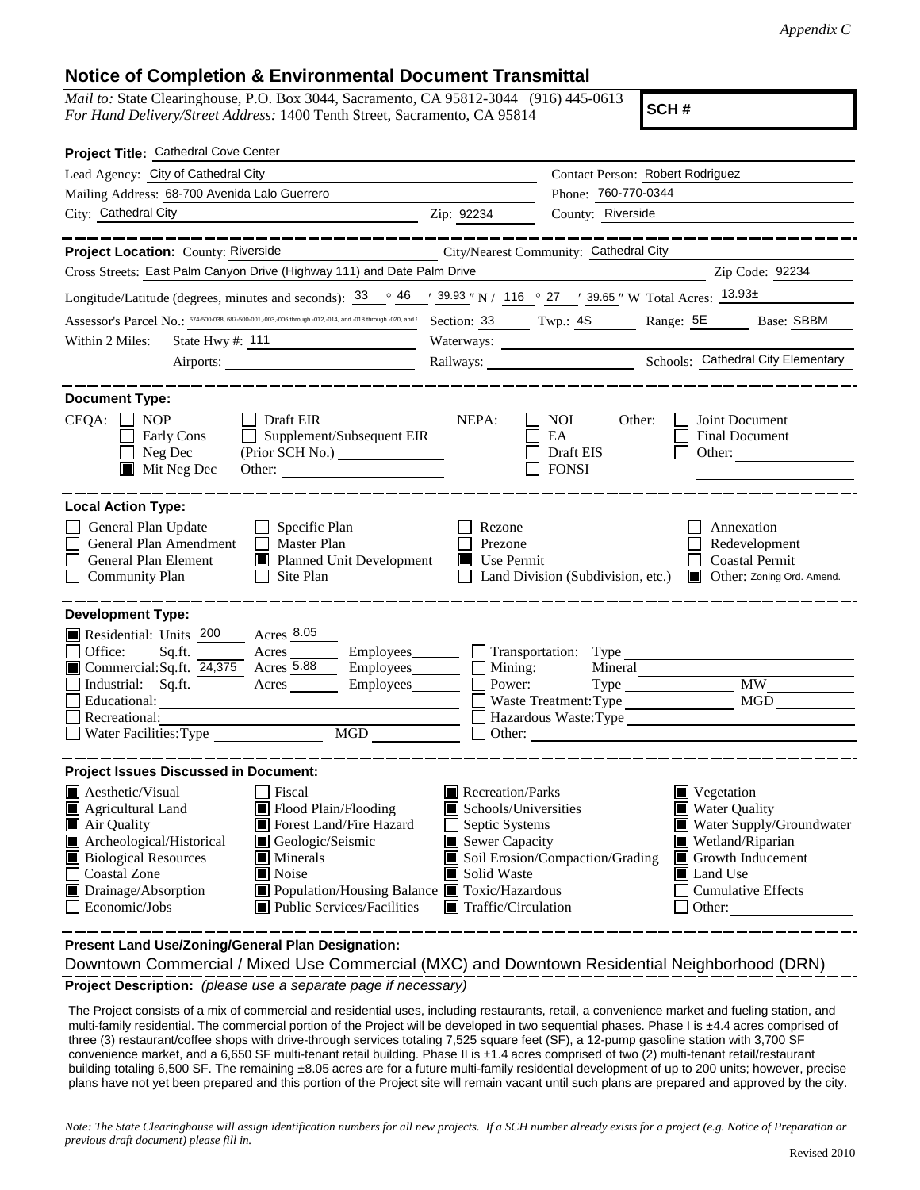*Appendix C*

# Notice of Completion & Environmental Document Transmittal

*Mail to:* State Clearinghouse, P.O. Box 3044, Sacramento, CA 95812-3044 (916) 445-0613
*For Hand Delivery/Street Address:* 1400 Tenth Street, Sacramento, CA 95814

**SCH #**

**Project Title:** Cathedral Cove Center

Lead Agency: City of Cathedral City
Contact Person: Robert Rodriguez

Mailing Address: 68-700 Avenida Lalo Guerrero
Phone: 760-770-0344

City: Cathedral City
Zip: 92234
County: Riverside

---

**Project Location:** County: Riverside
City/Nearest Community: Cathedral City

Cross Streets: East Palm Canyon Drive (Highway 111) and Date Palm Drive
Zip Code: 92234

Longitude/Latitude (degrees, minutes and seconds): 33 ° 46 ′ 39.93 ″ N / 116 ° 27 ′ 39.65 ″ W Total Acres: 13.93±

Assessor's Parcel No.: 674-500-038, 687-500-001,-003,-006 through -012,-014, and -018 through -020, and (
Section: 33 Twp.: 4S Range: 5E Base: SBBM

Within 2 Miles: State Hwy #: 111
Waterways:
Airports:
Railways:
Schools: Cathedral City Elementary

---

**Document Type:**

CEQA:
- [ ] NOP
- [ ] Early Cons
- [ ] Neg Dec
- [x] Mit Neg Dec
- [ ] Draft EIR
- [ ] Supplement/Subsequent EIR (Prior SCH No.)
- Other:

NEPA:
- [ ] NOI
- [ ] EA
- [ ] Draft EIS
- [ ] FONSI

Other:
- [ ] Joint Document
- [ ] Final Document
- [ ] Other:

---

**Local Action Type:**

- [ ] General Plan Update
- [ ] General Plan Amendment
- [ ] General Plan Element
- [ ] Community Plan
- [ ] Specific Plan
- [ ] Master Plan
- [x] Planned Unit Development
- [ ] Site Plan
- [ ] Rezone
- [ ] Prezone
- [x] Use Permit
- [ ] Land Division (Subdivision, etc.)
- [ ] Annexation
- [ ] Redevelopment
- [ ] Coastal Permit
- [x] Other: Zoning Ord. Amend.

---

**Development Type:**

- [x] Residential: Units 200 Acres 8.05
- [ ] Office: Sq.ft. Acres Employees
- [x] Commercial: Sq.ft. 24,375 Acres 5.88 Employees
- [ ] Industrial: Sq.ft. Acres Employees
- [ ] Educational:
- [ ] Recreational:
- [ ] Water Facilities: Type MGD
- [ ] Transportation: Type
- [ ] Mining: Mineral
- [ ] Power: Type MW
- [ ] Waste Treatment: Type MGD
- [ ] Hazardous Waste: Type
- [ ] Other:

---

**Project Issues Discussed in Document:**

- [x] Aesthetic/Visual
- [x] Agricultural Land
- [x] Air Quality
- [x] Archeological/Historical
- [x] Biological Resources
- [ ] Coastal Zone
- [x] Drainage/Absorption
- [ ] Economic/Jobs
- [ ] Fiscal
- [x] Flood Plain/Flooding
- [x] Forest Land/Fire Hazard
- [x] Geologic/Seismic
- [x] Minerals
- [x] Noise
- [x] Population/Housing Balance
- [x] Public Services/Facilities
- [x] Recreation/Parks
- [x] Schools/Universities
- [ ] Septic Systems
- [x] Sewer Capacity
- [x] Soil Erosion/Compaction/Grading
- [x] Solid Waste
- [x] Toxic/Hazardous
- [x] Traffic/Circulation
- [x] Vegetation
- [x] Water Quality
- [x] Water Supply/Groundwater
- [x] Wetland/Riparian
- [x] Growth Inducement
- [x] Land Use
- [ ] Cumulative Effects
- [ ] Other:

---

**Present Land Use/Zoning/General Plan Designation:**

Downtown Commercial / Mixed Use Commercial (MXC) and Downtown Residential Neighborhood (DRN)

**Project Description:** *(please use a separate page if necessary)*

The Project consists of a mix of commercial and residential uses, including restaurants, retail, a convenience market and fueling station, and multi-family residential. The commercial portion of the Project will be developed in two sequential phases. Phase I is ±4.4 acres comprised of three (3) restaurant/coffee shops with drive-through services totaling 7,525 square feet (SF), a 12-pump gasoline station with 3,700 SF convenience market, and a 6,650 SF multi-tenant retail building. Phase II is ±1.4 acres comprised of two (2) multi-tenant retail/restaurant building totaling 6,500 SF. The remaining ±8.05 acres are for a future multi-family residential development of up to 200 units; however, precise plans have not yet been prepared and this portion of the Project site will remain vacant until such plans are prepared and approved by the city.

*Note: The State Clearinghouse will assign identification numbers for all new projects. If a SCH number already exists for a project (e.g. Notice of Preparation or previous draft document) please fill in.*

Revised 2010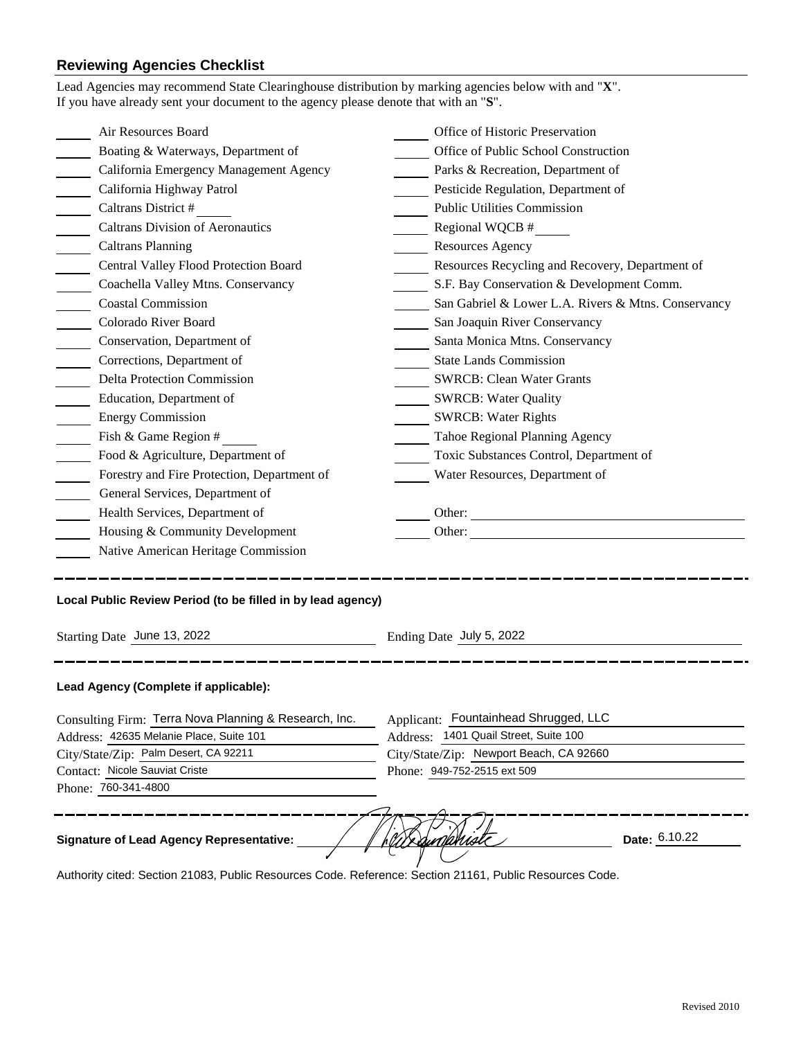## Reviewing Agencies Checklist

Lead Agencies may recommend State Clearinghouse distribution by marking agencies below with and "**X**".
If you have already sent your document to the agency please denote that with an "**S**".

- ____ Air Resources Board
- ____ Boating & Waterways, Department of
- ____ California Emergency Management Agency
- ____ California Highway Patrol
- ____ Caltrans District # ____
- ____ Caltrans Division of Aeronautics
- ____ Caltrans Planning
- ____ Central Valley Flood Protection Board
- ____ Coachella Valley Mtns. Conservancy
- ____ Coastal Commission
- ____ Colorado River Board
- ____ Conservation, Department of
- ____ Corrections, Department of
- ____ Delta Protection Commission
- ____ Education, Department of
- ____ Energy Commission
- ____ Fish & Game Region # ____
- ____ Food & Agriculture, Department of
- ____ Forestry and Fire Protection, Department of
- ____ General Services, Department of
- ____ Health Services, Department of
- ____ Housing & Community Development
- ____ Native American Heritage Commission
- ____ Office of Historic Preservation
- ____ Office of Public School Construction
- ____ Parks & Recreation, Department of
- ____ Pesticide Regulation, Department of
- ____ Public Utilities Commission
- ____ Regional WQCB # ____
- ____ Resources Agency
- ____ Resources Recycling and Recovery, Department of
- ____ S.F. Bay Conservation & Development Comm.
- ____ San Gabriel & Lower L.A. Rivers & Mtns. Conservancy
- ____ San Joaquin River Conservancy
- ____ Santa Monica Mtns. Conservancy
- ____ State Lands Commission
- ____ SWRCB: Clean Water Grants
- ____ SWRCB: Water Quality
- ____ SWRCB: Water Rights
- ____ Tahoe Regional Planning Agency
- ____ Toxic Substances Control, Department of
- ____ Water Resources, Department of
- ____ Other: ____________
- ____ Other: ____________

---

**Local Public Review Period (to be filled in by lead agency)**

Starting Date June 13, 2022

Ending Date July 5, 2022

---

**Lead Agency (Complete if applicable):**

Consulting Firm: Terra Nova Planning & Research, Inc.
Address: 42635 Melanie Place, Suite 101
City/State/Zip: Palm Desert, CA 92211
Contact: Nicole Sauviat Criste
Phone: 760-341-4800

Applicant: Fountainhead Shrugged, LLC
Address: 1401 Quail Street, Suite 100
City/State/Zip: Newport Beach, CA 92660
Phone: 949-752-2515 ext 509

---

**Signature of Lead Agency Representative:** Nicole Criste **Date:** 6.10.22

Authority cited: Section 21083, Public Resources Code. Reference: Section 21161, Public Resources Code.

Revised 2010